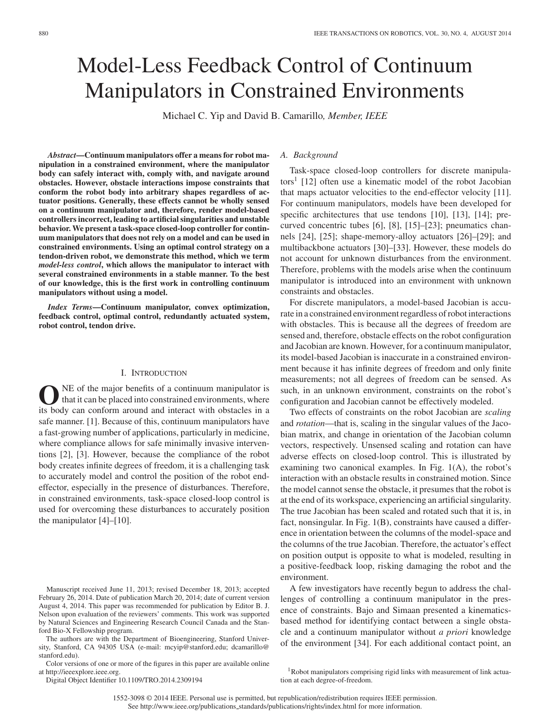# Model-Less Feedback Control of Continuum Manipulators in Constrained Environments

Michael C. Yip and David B. Camarillo, *Member, IEEE*

***Abstract*—Continuum manipulators offer a means for robot manipulation in a constrained environment, where the manipulator body can safely interact with, comply with, and navigate around obstacles. However, obstacle interactions impose constraints that conform the robot body into arbitrary shapes regardless of actuator positions. Generally, these effects cannot be wholly sensed on a continuum manipulator and, therefore, render model-based controllers incorrect, leading to artificial singularities and unstable behavior. We present a task-space closed-loop controller for continuum manipulators that does not rely on a model and can be used in constrained environments. Using an optimal control strategy on a tendon-driven robot, we demonstrate this method, which we term *model-less control*, which allows the manipulator to interact with several constrained environments in a stable manner. To the best of our knowledge, this is the first work in controlling continuum manipulators without using a model.**

***Index Terms*—Continuum manipulator, convex optimization, feedback control, optimal control, redundantly actuated system, robot control, tendon drive.**

## I. Introduction

One of the major benefits of a continuum manipulator is that it can be placed into constrained environments, where its body can conform around and interact with obstacles in a safe manner. [1]. Because of this, continuum manipulators have a fast-growing number of applications, particularly in medicine, where compliance allows for safe minimally invasive interventions [2], [3]. However, because the compliance of the robot body creates infinite degrees of freedom, it is a challenging task to accurately model and control the position of the robot end-effector, especially in the presence of disturbances. Therefore, in constrained environments, task-space closed-loop control is used for overcoming these disturbances to accurately position the manipulator [4]–[10].

### A. Background

Task-space closed-loop controllers for discrete manipulators[1] [12] often use a kinematic model of the robot Jacobian that maps actuator velocities to the end-effector velocity [11]. For continuum manipulators, models have been developed for specific architectures that use tendons [10], [13], [14]; precurved concentric tubes [6], [8], [15]–[23]; pneumatics channels [24], [25]; shape-memory-alloy actuators [26]–[29]; and multibackbone actuators [30]–[33]. However, these models do not account for unknown disturbances from the environment. Therefore, problems with the models arise when the continuum manipulator is introduced into an environment with unknown constraints and obstacles.

For discrete manipulators, a model-based Jacobian is accurate in a constrained environment regardless of robot interactions with obstacles. This is because all the degrees of freedom are sensed and, therefore, obstacle effects on the robot configuration and Jacobian are known. However, for a continuum manipulator, its model-based Jacobian is inaccurate in a constrained environment because it has infinite degrees of freedom and only finite measurements; not all degrees of freedom can be sensed. As such, in an unknown environment, constraints on the robot's configuration and Jacobian cannot be effectively modeled.

Two effects of constraints on the robot Jacobian are *scaling* and *rotation*—that is, scaling in the singular values of the Jacobian matrix, and change in orientation of the Jacobian column vectors, respectively. Unsensed scaling and rotation can have adverse effects on closed-loop control. This is illustrated by examining two canonical examples. In Fig. 1(A), the robot's interaction with an obstacle results in constrained motion. Since the model cannot sense the obstacle, it presumes that the robot is at the end of its workspace, experiencing an artificial singularity. The true Jacobian has been scaled and rotated such that it is, in fact, nonsingular. In Fig. 1(B), constraints have caused a difference in orientation between the columns of the model-space and the columns of the true Jacobian. Therefore, the actuator's effect on position output is opposite to what is modeled, resulting in a positive-feedback loop, risking damaging the robot and the environment.

A few investigators have recently begun to address the challenges of controlling a continuum manipulator in the presence of constraints. Bajo and Simaan presented a kinematics-based method for identifying contact between a single obstacle and a continuum manipulator without *a priori* knowledge of the environment [34]. For each additional contact point, an

[1] Robot manipulators comprising rigid links with measurement of link actuation at each degree-of-freedom.

Manuscript received June 11, 2013; revised December 18, 2013; accepted February 26, 2014. Date of publication March 20, 2014; date of current version August 4, 2014. This paper was recommended for publication by Editor B. J. Nelson upon evaluation of the reviewers' comments. This work was supported by Natural Sciences and Engineering Research Council Canada and the Stanford Bio-X Fellowship program.

The authors are with the Department of Bioengineering, Stanford University, Stanford, CA 94305 USA (e-mail: mcyip@stanford.edu; dcamarillo@stanford.edu).

Color versions of one or more of the figures in this paper are available online at http://ieeexplore.ieee.org.

Digital Object Identifier 10.1109/TRO.2014.2309194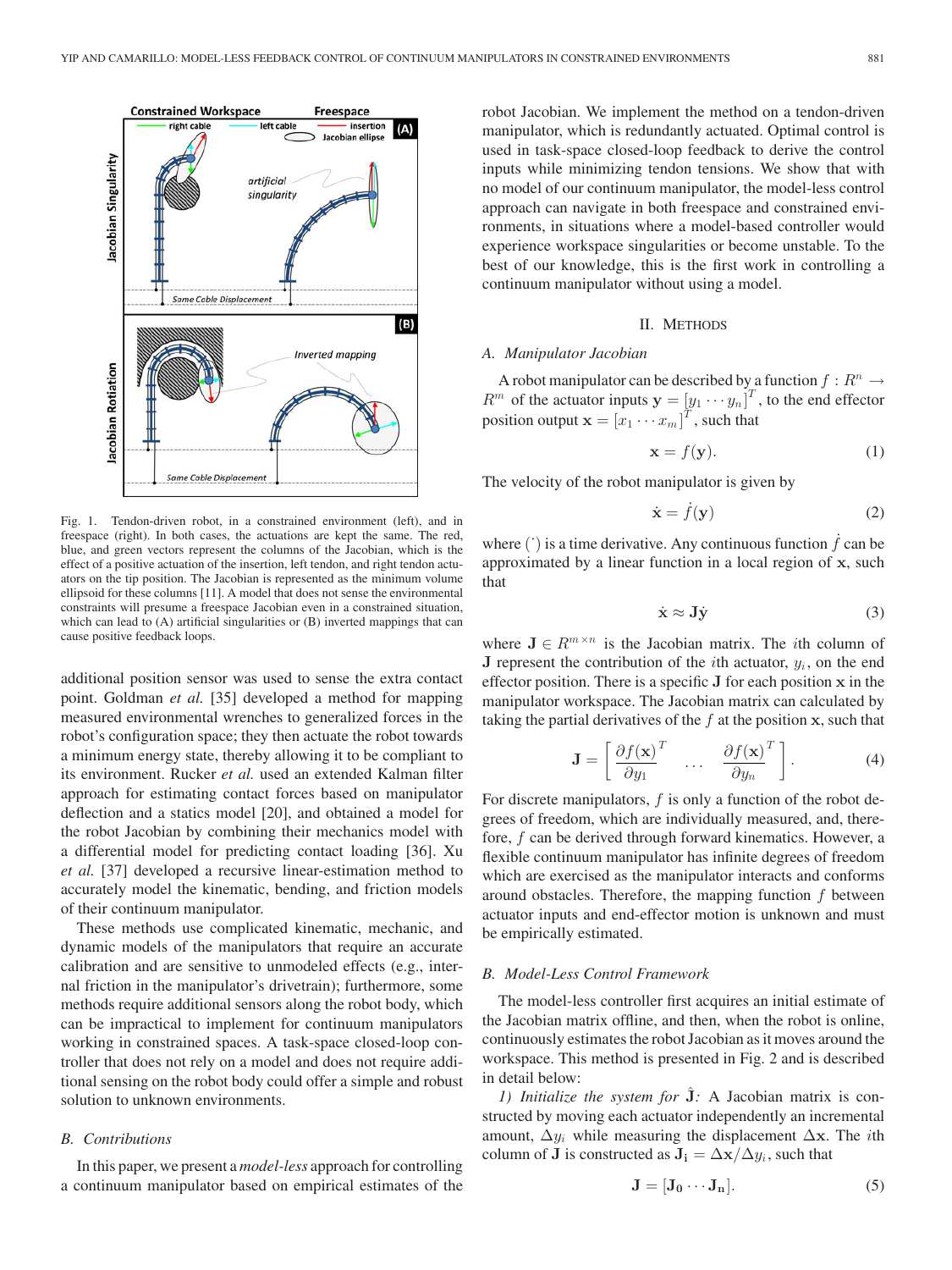Constrained Workspace

Freespace

right cable

left cable

insertion

Jacobian ellipse

(A)

Jacobian Singularity

artificial singularity

Same Cable Displacement

(B)

Jacobian Rotation

Inverted mapping

Same Cable Displacement

Fig. 1. Tendon-driven robot, in a constrained environment (left), and in freespace (right). In both cases, the actuations are kept the same. The red, blue, and green vectors represent the columns of the Jacobian, which is the effect of a positive actuation of the insertion, left tendon, and right tendon actuators on the tip position. The Jacobian is represented as the minimum volume ellipsoid for these columns [11]. A model that does not sense the environmental constraints will presume a freespace Jacobian even in a constrained situation, which can lead to (A) artificial singularities or (B) inverted mappings that can cause positive feedback loops.

additional position sensor was used to sense the extra contact point. Goldman *et al.* [35] developed a method for mapping measured environmental wrenches to generalized forces in the robot's configuration space; they then actuate the robot towards a minimum energy state, thereby allowing it to be compliant to its environment. Rucker *et al.* used an extended Kalman filter approach for estimating contact forces based on manipulator deflection and a statics model [20], and obtained a model for the robot Jacobian by combining their mechanics model with a differential model for predicting contact loading [36]. Xu *et al.* [37] developed a recursive linear-estimation method to accurately model the kinematic, bending, and friction models of their continuum manipulator.

These methods use complicated kinematic, mechanic, and dynamic models of the manipulators that require an accurate calibration and are sensitive to unmodeled effects (e.g., internal friction in the manipulator's drivetrain); furthermore, some methods require additional sensors along the robot body, which can be impractical to implement for continuum manipulators working in constrained spaces. A task-space closed-loop controller that does not rely on a model and does not require additional sensing on the robot body could offer a simple and robust solution to unknown environments.

### B. Contributions

In this paper, we present a *model-less* approach for controlling a continuum manipulator based on empirical estimates of the robot Jacobian. We implement the method on a tendon-driven manipulator, which is redundantly actuated. Optimal control is used in task-space closed-loop feedback to derive the control inputs while minimizing tendon tensions. We show that with no model of our continuum manipulator, the model-less control approach can navigate in both freespace and constrained environments, in situations where a model-based controller would experience workspace singularities or become unstable. To the best of our knowledge, this is the first work in controlling a continuum manipulator without using a model.

## II. Methods

### A. Manipulator Jacobian

A robot manipulator can be described by a function $f : R^n \rightarrow R^m$ of the actuator inputs $\mathbf{y} = [y_1 \cdots y_n]^T$, to the end effector position output $\mathbf{x} = [x_1 \cdots x_m]^T$, such that

$$\mathbf{x} = f(\mathbf{y}). \tag{1}$$

The velocity of the robot manipulator is given by

$$\dot{\mathbf{x}} = \dot{f}(\mathbf{y}) \tag{2}$$

where $(\dot{})$ is a time derivative. Any continuous function $\dot{f}$ can be approximated by a linear function in a local region of $\mathbf{x}$, such that

$$\dot{\mathbf{x}} \approx \mathbf{J}\dot{\mathbf{y}} \tag{3}$$

where $\mathbf{J} \in R^{m \times n}$ is the Jacobian matrix. The $i$th column of $\mathbf{J}$ represent the contribution of the $i$th actuator, $y_i$, on the end effector position. There is a specific $\mathbf{J}$ for each position $\mathbf{x}$ in the manipulator workspace. The Jacobian matrix can calculated by taking the partial derivatives of the $f$ at the position $\mathbf{x}$, such that

$$\mathbf{J} = \left[ \frac{\partial f(\mathbf{x})}{\partial y_1}^T \quad \ldots \quad \frac{\partial f(\mathbf{x})}{\partial y_n}^T \right]. \tag{4}$$

For discrete manipulators, $f$ is only a function of the robot degrees of freedom, which are individually measured, and, therefore, $f$ can be derived through forward kinematics. However, a flexible continuum manipulator has infinite degrees of freedom which are exercised as the manipulator interacts and conforms around obstacles. Therefore, the mapping function $f$ between actuator inputs and end-effector motion is unknown and must be empirically estimated.

### B. Model-Less Control Framework

The model-less controller first acquires an initial estimate of the Jacobian matrix offline, and then, when the robot is online, continuously estimates the robot Jacobian as it moves around the workspace. This method is presented in Fig. 2 and is described in detail below:

*1) Initialize the system for $\hat{\mathbf{J}}$:* A Jacobian matrix is constructed by moving each actuator independently an incremental amount, $\Delta y_i$ while measuring the displacement $\Delta \mathbf{x}$. The $i$th column of $\mathbf{J}$ is constructed as $\mathbf{J_i} = \Delta \mathbf{x} / \Delta y_i$, such that

$$\mathbf{J} = [\mathbf{J_0} \cdots \mathbf{J_n}]. \tag{5}$$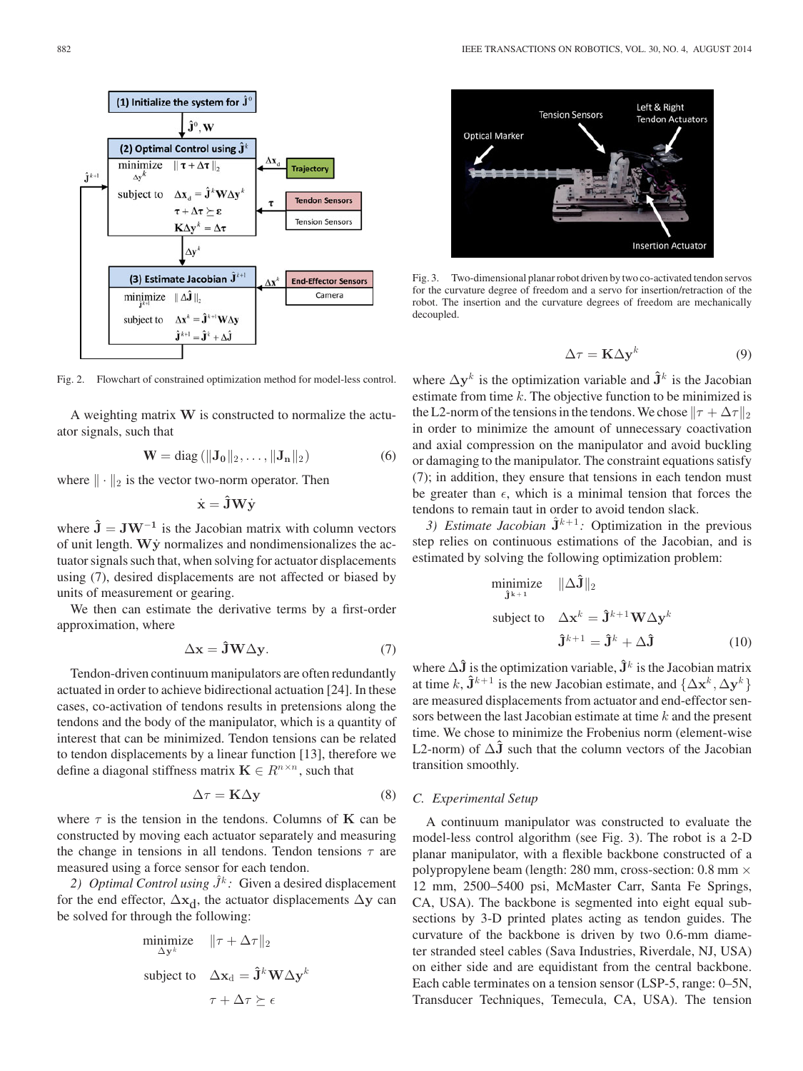Fig. 2. Flowchart of constrained optimization method for model-less control.

A weighting matrix $\mathbf{W}$ is constructed to normalize the actuator signals, such that

$$\mathbf{W} = \text{diag}\left(\|\mathbf{J_0}\|_2, \ldots, \|\mathbf{J_n}\|_2\right) \tag{6}$$

where $\|\cdot\|_2$ is the vector two-norm operator. Then

$$\dot{\mathbf{x}} = \hat{\mathbf{J}}\mathbf{W}\dot{\mathbf{y}}$$

where $\hat{\mathbf{J}} = \mathbf{J}\mathbf{W^{-1}}$ is the Jacobian matrix with column vectors of unit length. $\mathbf{W}\dot{\mathbf{y}}$ normalizes and nondimensionalizes the actuator signals such that, when solving for actuator displacements using (7), desired displacements are not affected or biased by units of measurement or gearing.

We then can estimate the derivative terms by a first-order approximation, where

$$\Delta\mathbf{x} = \hat{\mathbf{J}}\mathbf{W}\Delta\mathbf{y}. \tag{7}$$

Tendon-driven continuum manipulators are often redundantly actuated in order to achieve bidirectional actuation [24]. In these cases, co-activation of tendons results in pretensions along the tendons and the body of the manipulator, which is a quantity of interest that can be minimized. Tendon tensions can be related to tendon displacements by a linear function [13], therefore we define a diagonal stiffness matrix $\mathbf{K} \in R^{n\times n}$, such that

$$\Delta\tau = \mathbf{K}\Delta\mathbf{y} \tag{8}$$

where $\tau$ is the tension in the tendons. Columns of $\mathbf{K}$ can be constructed by moving each actuator separately and measuring the change in tensions in all tendons. Tendon tensions $\tau$ are measured using a force sensor for each tendon.

*2) Optimal Control using $\hat{J}^k$:* Given a desired displacement for the end effector, $\Delta\mathbf{x}_\text{d}$, the actuator displacements $\Delta\mathbf{y}$ can be solved for through the following:

$$\begin{aligned}
\underset{\Delta\mathbf{y}^k}{\text{minimize}} \quad & \|\tau + \Delta\tau\|_2 \\
\text{subject to} \quad & \Delta\mathbf{x}_\text{d} = \hat{\mathbf{J}}^k\mathbf{W}\Delta\mathbf{y}^k \\
& \tau + \Delta\tau \succeq \epsilon \\
& \Delta\tau = \mathbf{K}\Delta\mathbf{y}^k
\end{aligned} \tag{9}$$

where $\Delta\mathbf{y}^k$ is the optimization variable and $\hat{\mathbf{J}}^k$ is the Jacobian estimate from time $k$. The objective function to be minimized is the L2-norm of the tensions in the tendons. We chose $\|\tau + \Delta\tau\|_2$ in order to minimize the amount of unnecessary coactivation and axial compression on the manipulator and avoid buckling or damaging to the manipulator. The constraint equations satisfy (7); in addition, they ensure that tensions in each tendon must be greater than $\epsilon$, which is a minimal tension that forces the tendons to remain taut in order to avoid tendon slack.

*3) Estimate Jacobian $\hat{\mathbf{J}}^{k+1}$:* Optimization in the previous step relies on continuous estimations of the Jacobian, and is estimated by solving the following optimization problem:

$$\begin{aligned}
\underset{\hat{\mathbf{J}}^{k+1}}{\text{minimize}} \quad & \|\Delta\hat{\mathbf{J}}\|_2 \\
\text{subject to} \quad & \Delta\mathbf{x}^k = \hat{\mathbf{J}}^{k+1}\mathbf{W}\Delta\mathbf{y}^k \\
& \hat{\mathbf{J}}^{k+1} = \hat{\mathbf{J}}^k + \Delta\hat{\mathbf{J}}
\end{aligned} \tag{10}$$

where $\Delta\hat{\mathbf{J}}$ is the optimization variable, $\hat{\mathbf{J}}^k$ is the Jacobian matrix at time $k$, $\hat{\mathbf{J}}^{k+1}$ is the new Jacobian estimate, and $\{\Delta\mathbf{x}^k, \Delta\mathbf{y}^k\}$ are measured displacements from actuator and end-effector sensors between the last Jacobian estimate at time $k$ and the present time. We chose to minimize the Frobenius norm (element-wise L2-norm) of $\Delta\hat{\mathbf{J}}$ such that the column vectors of the Jacobian transition smoothly.

Fig. 3. Two-dimensional planar robot driven by two co-activated tendon servos for the curvature degree of freedom and a servo for insertion/retraction of the robot. The insertion and the curvature degrees of freedom are mechanically decoupled.

### C. Experimental Setup

A continuum manipulator was constructed to evaluate the model-less control algorithm (see Fig. 3). The robot is a 2-D planar manipulator, with a flexible backbone constructed of a polypropylene beam (length: 280 mm, cross-section: 0.8 mm × 12 mm, 2500–5400 psi, McMaster Carr, Santa Fe Springs, CA, USA). The backbone is segmented into eight equal subsections by 3-D printed plates acting as tendon guides. The curvature of the backbone is driven by two 0.6-mm diameter stranded steel cables (Sava Industries, Riverdale, NJ, USA) on either side and are equidistant from the central backbone. Each cable terminates on a tension sensor (LSP-5, range: 0–5N, Transducer Techniques, Temecula, CA, USA). The tension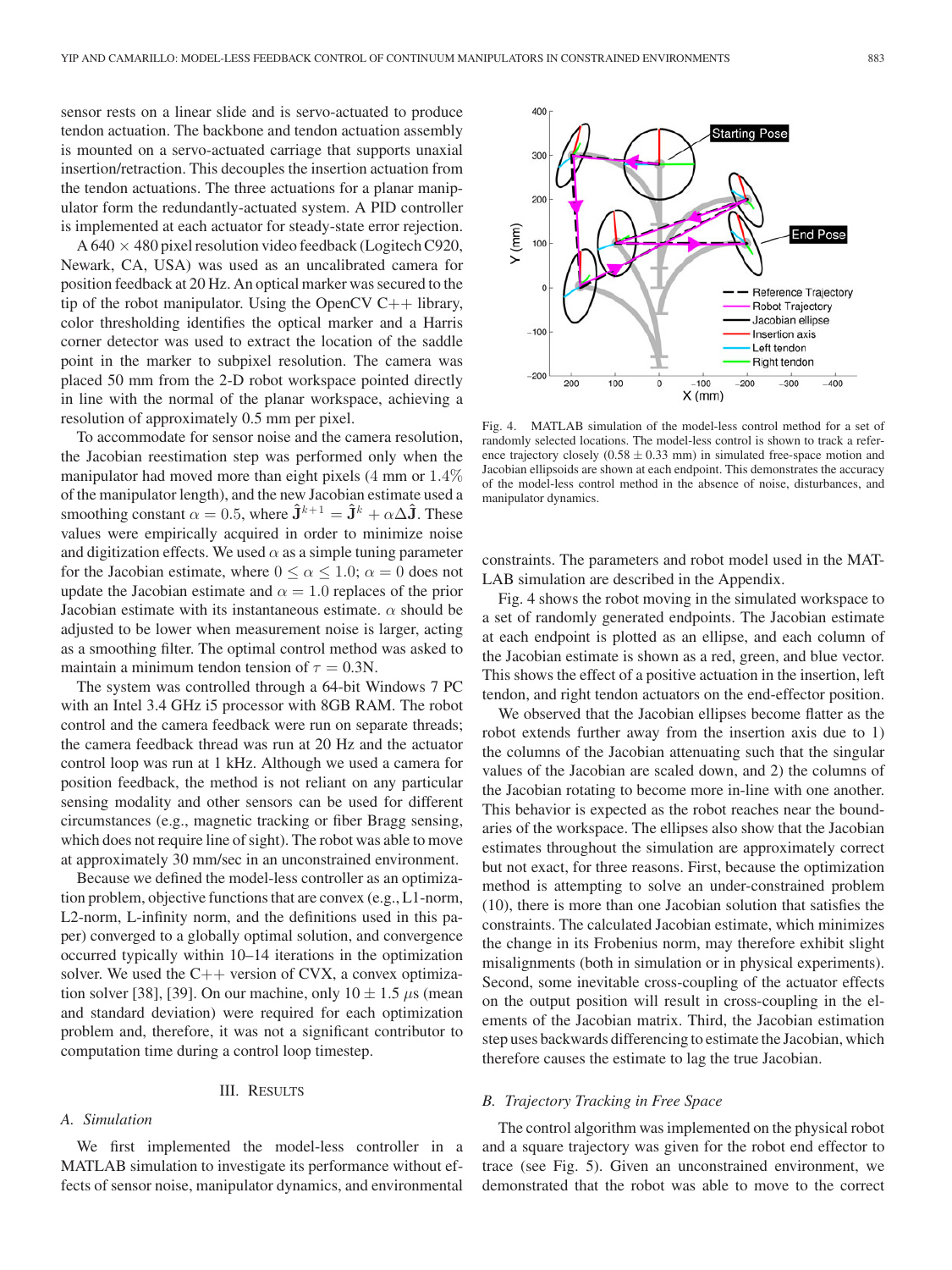sensor rests on a linear slide and is servo-actuated to produce tendon actuation. The backbone and tendon actuation assembly is mounted on a servo-actuated carriage that supports uniaxial insertion/retraction. This decouples the insertion actuation from the tendon actuations. The three actuations for a planar manipulator form the redundantly-actuated system. A PID controller is implemented at each actuator for steady-state error rejection.

A $640 \times 480$ pixel resolution video feedback (Logitech C920, Newark, CA, USA) was used as an uncalibrated camera for position feedback at 20 Hz. An optical marker was secured to the tip of the robot manipulator. Using the OpenCV C++ library, color thresholding identifies the optical marker and a Harris corner detector was used to extract the location of the saddle point in the marker to subpixel resolution. The camera was placed 50 mm from the 2-D robot workspace pointed directly in line with the normal of the planar workspace, achieving a resolution of approximately 0.5 mm per pixel.

To accommodate for sensor noise and the camera resolution, the Jacobian reestimation step was performed only when the manipulator had moved more than eight pixels (4 mm or 1.4% of the manipulator length), and the new Jacobian estimate used a smoothing constant $\alpha = 0.5$, where $\hat{\mathbf{J}}^{k+1} = \hat{\mathbf{J}}^{k} + \alpha \Delta \hat{\mathbf{J}}$. These values were empirically acquired in order to minimize noise and digitization effects. We used $\alpha$ as a simple tuning parameter for the Jacobian estimate, where $0 \leq \alpha \leq 1.0$; $\alpha = 0$ does not update the Jacobian estimate and $\alpha = 1.0$ replaces of the prior Jacobian estimate with its instantaneous estimate. $\alpha$ should be adjusted to be lower when measurement noise is larger, acting as a smoothing filter. The optimal control method was asked to maintain a minimum tendon tension of $\tau = 0.3$N.

The system was controlled through a 64-bit Windows 7 PC with an Intel 3.4 GHz i5 processor with 8GB RAM. The robot control and the camera feedback were run on separate threads; the camera feedback thread was run at 20 Hz and the actuator control loop was run at 1 kHz. Although we used a camera for position feedback, the method is not reliant on any particular sensing modality and other sensors can be used for different circumstances (e.g., magnetic tracking or fiber Bragg sensing, which does not require line of sight). The robot was able to move at approximately 30 mm/sec in an unconstrained environment.

Because we defined the model-less controller as an optimization problem, objective functions that are convex (e.g., L1-norm, L2-norm, L-infinity norm, and the definitions used in this paper) converged to a globally optimal solution, and convergence occurred typically within 10–14 iterations in the optimization solver. We used the C++ version of CVX, a convex optimization solver [38], [39]. On our machine, only $10 \pm 1.5$ $\mu$s (mean and standard deviation) were required for each optimization problem and, therefore, it was not a significant contributor to computation time during a control loop timestep.

## III. Results

### A. Simulation

We first implemented the model-less controller in a MATLAB simulation to investigate its performance without effects of sensor noise, manipulator dynamics, and environmental constraints. The parameters and robot model used in the MATLAB simulation are described in the Appendix.

Fig. 4. MATLAB simulation of the model-less control method for a set of randomly selected locations. The model-less control is shown to track a reference trajectory closely ($0.58 \pm 0.33$ mm) in simulated free-space motion and Jacobian ellipsoids are shown at each endpoint. This demonstrates the accuracy of the model-less control method in the absence of noise, disturbances, and manipulator dynamics.

Fig. 4 shows the robot moving in the simulated workspace to a set of randomly generated endpoints. The Jacobian estimate at each endpoint is plotted as an ellipse, and each column of the Jacobian estimate is shown as a red, green, and blue vector. This shows the effect of a positive actuation in the insertion, left tendon, and right tendon actuators on the end-effector position.

We observed that the Jacobian ellipses become flatter as the robot extends further away from the insertion axis due to 1) the columns of the Jacobian attenuating such that the singular values of the Jacobian are scaled down, and 2) the columns of the Jacobian rotating to become more in-line with one another. This behavior is expected as the robot reaches near the boundaries of the workspace. The ellipses also show that the Jacobian estimates throughout the simulation are approximately correct but not exact, for three reasons. First, because the optimization method is attempting to solve an under-constrained problem (10), there is more than one Jacobian solution that satisfies the constraints. The calculated Jacobian estimate, which minimizes the change in its Frobenius norm, may therefore exhibit slight misalignments (both in simulation or in physical experiments). Second, some inevitable cross-coupling of the actuator effects on the output position will result in cross-coupling in the elements of the Jacobian matrix. Third, the Jacobian estimation step uses backwards differencing to estimate the Jacobian, which therefore causes the estimate to lag the true Jacobian.

### B. Trajectory Tracking in Free Space

The control algorithm was implemented on the physical robot and a square trajectory was given for the robot end effector to trace (see Fig. 5). Given an unconstrained environment, we demonstrated that the robot was able to move to the correct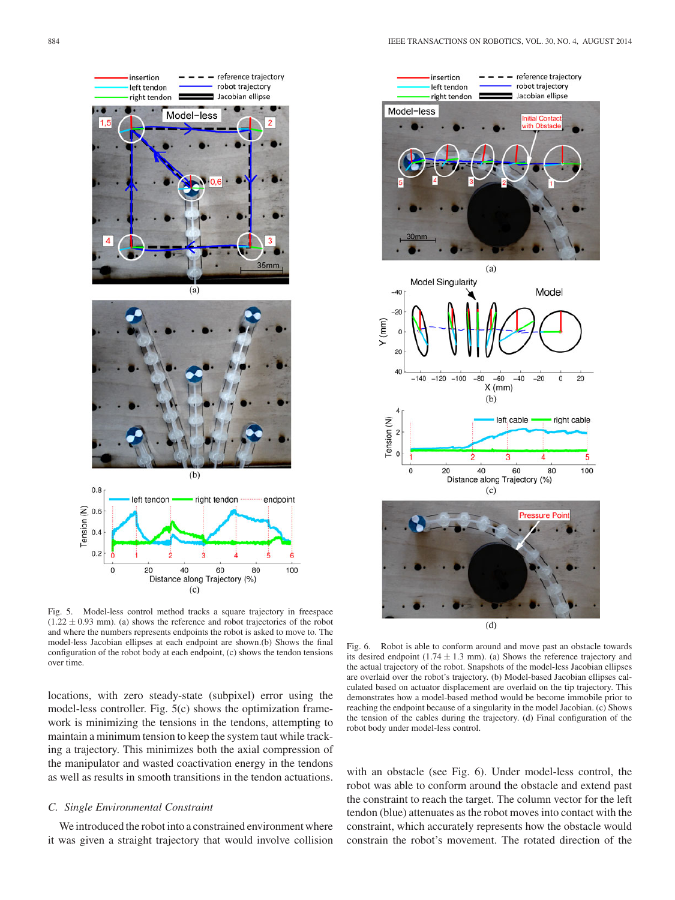Fig. 5. Model-less control method tracks a square trajectory in freespace ($1.22 \pm 0.93$ mm). (a) shows the reference and robot trajectories of the robot and where the numbers represents endpoints the robot is asked to move to. The model-less Jacobian ellipses at each endpoint are shown.(b) Shows the final configuration of the robot body at each endpoint, (c) shows the tendon tensions over time.

locations, with zero steady-state (subpixel) error using the model-less controller. Fig. 5(c) shows the optimization framework is minimizing the tensions in the tendons, attempting to maintain a minimum tension to keep the system taut while tracking a trajectory. This minimizes both the axial compression of the manipulator and wasted coactivation energy in the tendons as well as results in smooth transitions in the tendon actuations.

### C. Single Environmental Constraint

We introduced the robot into a constrained environment where it was given a straight trajectory that would involve collision with an obstacle (see Fig. 6). Under model-less control, the robot was able to conform around the obstacle and extend past the constraint to reach the target. The column vector for the left tendon (blue) attenuates as the robot moves into contact with the constraint, which accurately represents how the obstacle would constrain the robot's movement. The rotated direction of the

Fig. 6. Robot is able to conform around and move past an obstacle towards its desired endpoint ($1.74 \pm 1.3$ mm). (a) Shows the reference trajectory and the actual trajectory of the robot. Snapshots of the model-less Jacobian ellipses are overlaid over the robot's trajectory. (b) Model-based Jacobian ellipses calculated based on actuator displacement are overlaid on the tip trajectory. This demonstrates how a model-based method would be become immobile prior to reaching the endpoint because of a singularity in the model Jacobian. (c) Shows the tension of the cables during the trajectory. (d) Final configuration of the robot body under model-less control.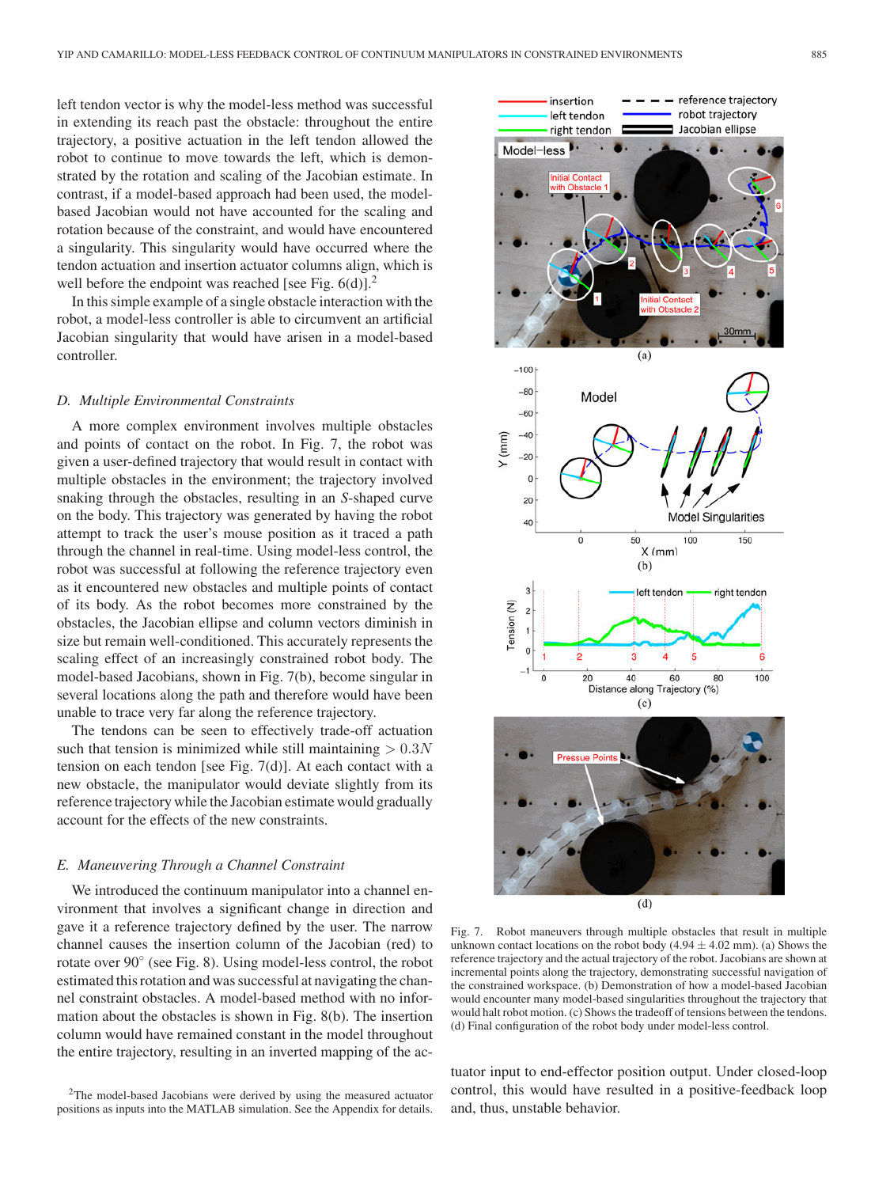left tendon vector is why the model-less method was successful in extending its reach past the obstacle: throughout the entire trajectory, a positive actuation in the left tendon allowed the robot to continue to move towards the left, which is demonstrated by the rotation and scaling of the Jacobian estimate. In contrast, if a model-based approach had been used, the model-based Jacobian would not have accounted for the scaling and rotation because of the constraint, and would have encountered a singularity. This singularity would have occurred where the tendon actuation and insertion actuator columns align, which is well before the endpoint was reached [see Fig. 6(d)].[2]

In this simple example of a single obstacle interaction with the robot, a model-less controller is able to circumvent an artificial Jacobian singularity that would have arisen in a model-based controller.

### D. Multiple Environmental Constraints

A more complex environment involves multiple obstacles and points of contact on the robot. In Fig. 7, the robot was given a user-defined trajectory that would result in contact with multiple obstacles in the environment; the trajectory involved snaking through the obstacles, resulting in an *S*-shaped curve on the body. This trajectory was generated by having the robot attempt to track the user's mouse position as it traced a path through the channel in real-time. Using model-less control, the robot was successful at following the reference trajectory even as it encountered new obstacles and multiple points of contact of its body. As the robot becomes more constrained by the obstacles, the Jacobian ellipse and column vectors diminish in size but remain well-conditioned. This accurately represents the scaling effect of an increasingly constrained robot body. The model-based Jacobians, shown in Fig. 7(b), become singular in several locations along the path and therefore would have been unable to trace very far along the reference trajectory.

The tendons can be seen to effectively trade-off actuation such that tension is minimized while still maintaining $> 0.3N$ tension on each tendon [see Fig. 7(d)]. At each contact with a new obstacle, the manipulator would deviate slightly from its reference trajectory while the Jacobian estimate would gradually account for the effects of the new constraints.

### E. Maneuvering Through a Channel Constraint

We introduced the continuum manipulator into a channel environment that involves a significant change in direction and gave it a reference trajectory defined by the user. The narrow channel causes the insertion column of the Jacobian (red) to rotate over $90^\circ$ (see Fig. 8). Using model-less control, the robot estimated this rotation and was successful at navigating the channel constraint obstacles. A model-based method with no information about the obstacles is shown in Fig. 8(b). The insertion column would have remained constant in the model throughout the entire trajectory, resulting in an inverted mapping of the actuator input to end-effector position output. Under closed-loop control, this would have resulted in a positive-feedback loop and, thus, unstable behavior.

[2] The model-based Jacobians were derived by using the measured actuator positions as inputs into the MATLAB simulation. See the Appendix for details.

insertion
left tendon
right tendon
reference trajectory
robot trajectory
Jacobian ellipse
Model−less
Initial Contact with Obstacle 1
Initial Contact with Obstacle 2
1 2 3 4 5 6
30mm
(a)

Model
Model Singularities
Y (mm)
X (mm)
−100 −80 −60 −40 −20 0 20 40
0 50 100 150
(b)

left tendon
right tendon
Tension (N)
Distance along Trajectory (%)
3 2 1 0 −1
0 20 40 60 80 100
1 2 3 4 5 6
(c)

Pressue Points
(d)

Fig. 7. Robot maneuvers through multiple obstacles that result in multiple unknown contact locations on the robot body (4.94 ± 4.02 mm). (a) Shows the reference trajectory and the actual trajectory of the robot. Jacobians are shown at incremental points along the trajectory, demonstrating successful navigation of the constrained workspace. (b) Demonstration of how a model-based Jacobian would encounter many model-based singularities throughout the trajectory that would halt robot motion. (c) Shows the tradeoff of tensions between the tendons. (d) Final configuration of the robot body under model-less control.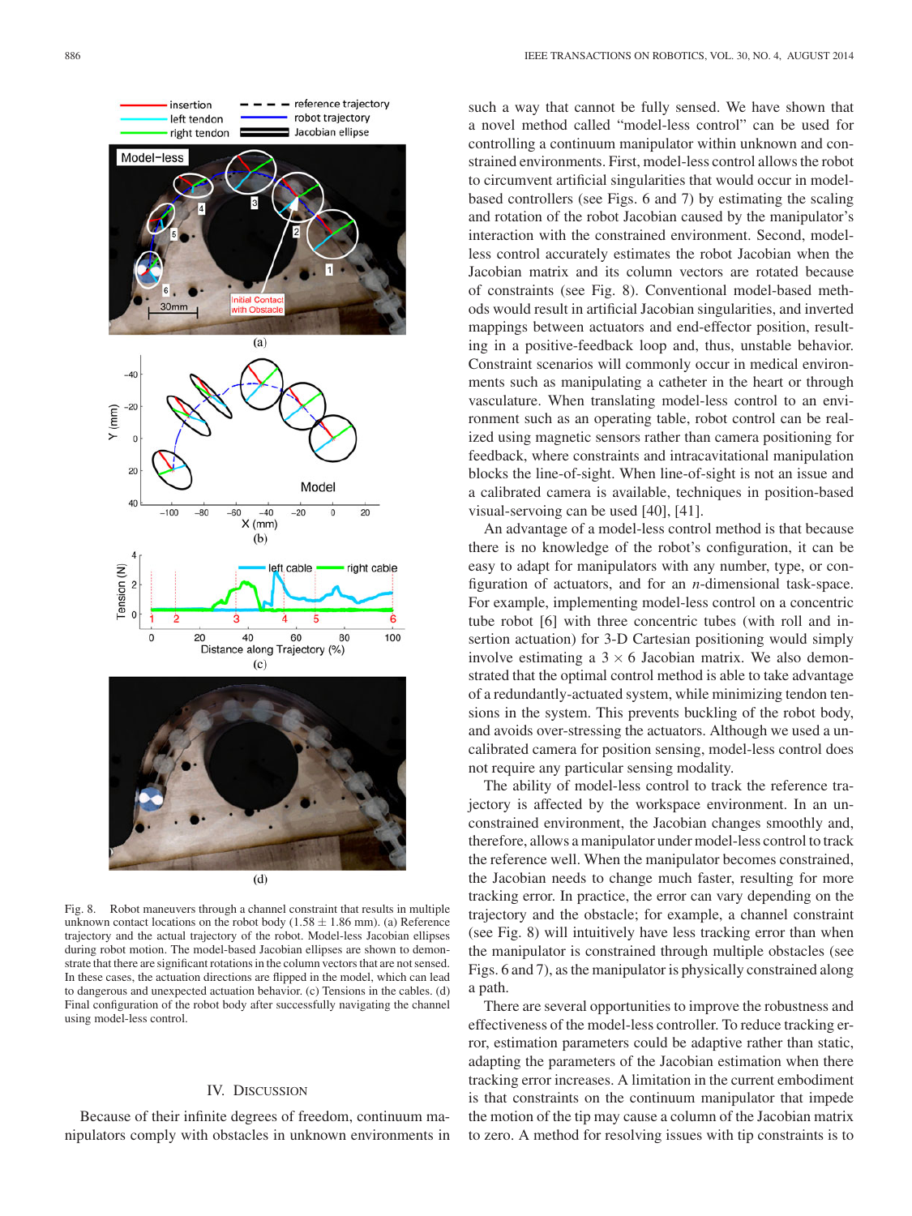insertion
left tendon
right tendon
reference trajectory
robot trajectory
Jacobian ellipse

Model−less

30mm

Initial Contact with Obstacle

1 2 3 4 5 6

(a)

Y (mm)

X (mm)

Model

(b)

Tension (N)

left cable
right cable

Distance along Trajectory (%)

(c)

(d)

Fig. 8. Robot maneuvers through a channel constraint that results in multiple unknown contact locations on the robot body ($1.58 \pm 1.86$ mm). (a) Reference trajectory and the actual trajectory of the robot. Model-less Jacobian ellipses during robot motion. The model-based Jacobian ellipses are shown to demonstrate that there are significant rotations in the column vectors that are not sensed. In these cases, the actuation directions are flipped in the model, which can lead to dangerous and unexpected actuation behavior. (c) Tensions in the cables. (d) Final configuration of the robot body after successfully navigating the channel using model-less control.

## IV. Discussion

Because of their infinite degrees of freedom, continuum manipulators comply with obstacles in unknown environments in such a way that cannot be fully sensed. We have shown that a novel method called "model-less control" can be used for controlling a continuum manipulator within unknown and constrained environments. First, model-less control allows the robot to circumvent artificial singularities that would occur in model-based controllers (see Figs. 6 and 7) by estimating the scaling and rotation of the robot Jacobian caused by the manipulator's interaction with the constrained environment. Second, model-less control accurately estimates the robot Jacobian when the Jacobian matrix and its column vectors are rotated because of constraints (see Fig. 8). Conventional model-based methods would result in artificial Jacobian singularities, and inverted mappings between actuators and end-effector position, resulting in a positive-feedback loop and, thus, unstable behavior. Constraint scenarios will commonly occur in medical environments such as manipulating a catheter in the heart or through vasculature. When translating model-less control to an environment such as an operating table, robot control can be realized using magnetic sensors rather than camera positioning for feedback, where constraints and intracavitational manipulation blocks the line-of-sight. When line-of-sight is not an issue and a calibrated camera is available, techniques in position-based visual-servoing can be used [40], [41].

An advantage of a model-less control method is that because there is no knowledge of the robot's configuration, it can be easy to adapt for manipulators with any number, type, or configuration of actuators, and for an $n$-dimensional task-space. For example, implementing model-less control on a concentric tube robot [6] with three concentric tubes (with roll and insertion actuation) for 3-D Cartesian positioning would simply involve estimating a $3 \times 6$ Jacobian matrix. We also demonstrated that the optimal control method is able to take advantage of a redundantly-actuated system, while minimizing tendon tensions in the system. This prevents buckling of the robot body, and avoids over-stressing the actuators. Although we used a uncalibrated camera for position sensing, model-less control does not require any particular sensing modality.

The ability of model-less control to track the reference trajectory is affected by the workspace environment. In an unconstrained environment, the Jacobian changes smoothly and, therefore, allows a manipulator under model-less control to track the reference well. When the manipulator becomes constrained, the Jacobian needs to change much faster, resulting for more tracking error. In practice, the error can vary depending on the trajectory and the obstacle; for example, a channel constraint (see Fig. 8) will intuitively have less tracking error than when the manipulator is constrained through multiple obstacles (see Figs. 6 and 7), as the manipulator is physically constrained along a path.

There are several opportunities to improve the robustness and effectiveness of the model-less controller. To reduce tracking error, estimation parameters could be adaptive rather than static, adapting the parameters of the Jacobian estimation when there tracking error increases. A limitation in the current embodiment is that constraints on the continuum manipulator that impede the motion of the tip may cause a column of the Jacobian matrix to zero. A method for resolving issues with tip constraints is to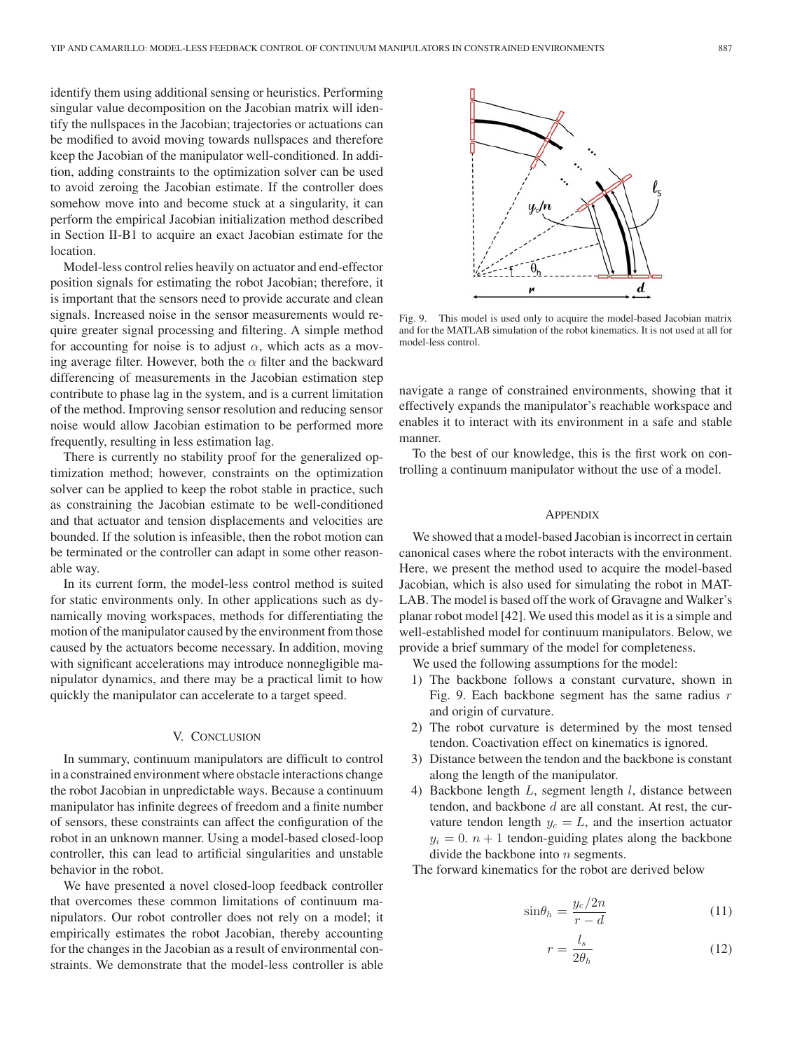identify them using additional sensing or heuristics. Performing singular value decomposition on the Jacobian matrix will identify the nullspaces in the Jacobian; trajectories or actuations can be modified to avoid moving towards nullspaces and therefore keep the Jacobian of the manipulator well-conditioned. In addition, adding constraints to the optimization solver can be used to avoid zeroing the Jacobian estimate. If the controller does somehow move into and become stuck at a singularity, it can perform the empirical Jacobian initialization method described in Section II-B1 to acquire an exact Jacobian estimate for the location.

Model-less control relies heavily on actuator and end-effector position signals for estimating the robot Jacobian; therefore, it is important that the sensors need to provide accurate and clean signals. Increased noise in the sensor measurements would require greater signal processing and filtering. A simple method for accounting for noise is to adjust $\alpha$, which acts as a moving average filter. However, both the $\alpha$ filter and the backward differencing of measurements in the Jacobian estimation step contribute to phase lag in the system, and is a current limitation of the method. Improving sensor resolution and reducing sensor noise would allow Jacobian estimation to be performed more frequently, resulting in less estimation lag.

There is currently no stability proof for the generalized optimization method; however, constraints on the optimization solver can be applied to keep the robot stable in practice, such as constraining the Jacobian estimate to be well-conditioned and that actuator and tension displacements and velocities are bounded. If the solution is infeasible, then the robot motion can be terminated or the controller can adapt in some other reasonable way.

In its current form, the model-less control method is suited for static environments only. In other applications such as dynamically moving workspaces, methods for differentiating the motion of the manipulator caused by the environment from those caused by the actuators become necessary. In addition, moving with significant accelerations may introduce nonnegligible manipulator dynamics, and there may be a practical limit to how quickly the manipulator can accelerate to a target speed.

## V. Conclusion

In summary, continuum manipulators are difficult to control in a constrained environment where obstacle interactions change the robot Jacobian in unpredictable ways. Because a continuum manipulator has infinite degrees of freedom and a finite number of sensors, these constraints can affect the configuration of the robot in an unknown manner. Using a model-based closed-loop controller, this can lead to artificial singularities and unstable behavior in the robot.

We have presented a novel closed-loop feedback controller that overcomes these common limitations of continuum manipulators. Our robot controller does not rely on a model; it empirically estimates the robot Jacobian, thereby accounting for the changes in the Jacobian as a result of environmental constraints. We demonstrate that the model-less controller is able navigate a range of constrained environments, showing that it effectively expands the manipulator's reachable workspace and enables it to interact with its environment in a safe and stable manner.

To the best of our knowledge, this is the first work on controlling a continuum manipulator without the use of a model.

Fig. 9. This model is used only to acquire the model-based Jacobian matrix and for the MATLAB simulation of the robot kinematics. It is not used at all for model-less control.

## Appendix

We showed that a model-based Jacobian is incorrect in certain canonical cases where the robot interacts with the environment. Here, we present the method used to acquire the model-based Jacobian, which is also used for simulating the robot in MATLAB. The model is based off the work of Gravagne and Walker's planar robot model [42]. We used this model as it is a simple and well-established model for continuum manipulators. Below, we provide a brief summary of the model for completeness.

We used the following assumptions for the model:

1) The backbone follows a constant curvature, shown in Fig. 9. Each backbone segment has the same radius $r$ and origin of curvature.
2) The robot curvature is determined by the most tensed tendon. Coactivation effect on kinematics is ignored.
3) Distance between the tendon and the backbone is constant along the length of the manipulator.
4) Backbone length $L$, segment length $l$, distance between tendon, and backbone $d$ are all constant. At rest, the curvature tendon length $y_c = L$, and the insertion actuator $y_i = 0$. $n + 1$ tendon-guiding plates along the backbone divide the backbone into $n$ segments.

The forward kinematics for the robot are derived below

$$\sin\theta_h = \frac{y_c/2n}{r - d} \tag{11}$$

$$r = \frac{l_s}{2\theta_h} \tag{12}$$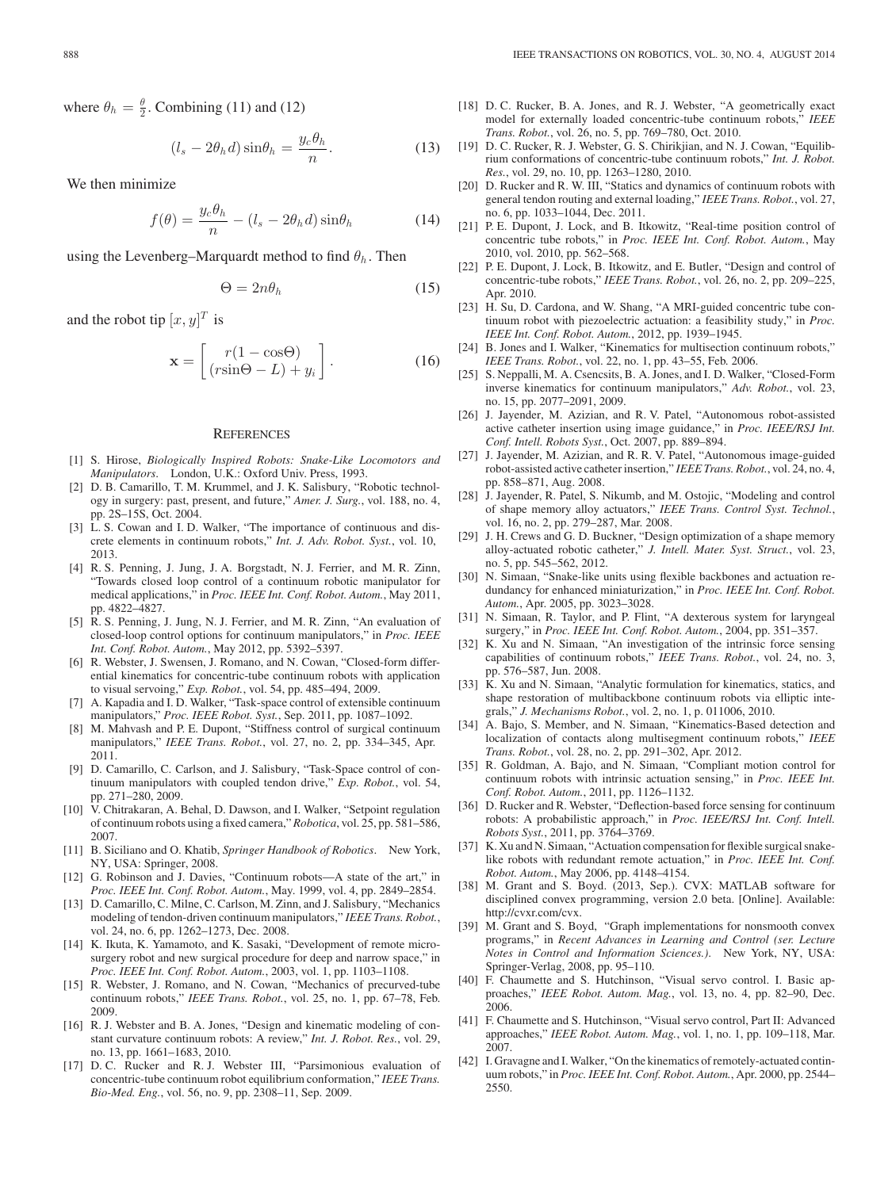where $\theta_h = \frac{\theta}{2}$. Combining (11) and (12)

$$(l_s - 2\theta_h d)\sin\theta_h = \frac{y_c \theta_h}{n}. \tag{13}$$

We then minimize

$$f(\theta) = \frac{y_c \theta_h}{n} - (l_s - 2\theta_h d)\sin\theta_h \tag{14}$$

using the Levenberg–Marquardt method to find $\theta_h$. Then

$$\Theta = 2n\theta_h \tag{15}$$

and the robot tip $[x, y]^T$ is

$$\mathbf{x} = \begin{bmatrix} r(1 - \cos\Theta) \\ (r\sin\Theta - L) + y_i \end{bmatrix}. \tag{16}$$

## References

[1] S. Hirose, *Biologically Inspired Robots: Snake-Like Locomotors and Manipulators*. London, U.K.: Oxford Univ. Press, 1993.

[2] D. B. Camarillo, T. M. Krummel, and J. K. Salisbury, "Robotic technology in surgery: past, present, and future," *Amer. J. Surg.*, vol. 188, no. 4, pp. 2S–15S, Oct. 2004.

[3] L. S. Cowan and I. D. Walker, "The importance of continuous and discrete elements in continuum robots," *Int. J. Adv. Robot. Syst.*, vol. 10, 2013.

[4] R. S. Penning, J. Jung, J. A. Borgstadt, N. J. Ferrier, and M. R. Zinn, "Towards closed loop control of a continuum robotic manipulator for medical applications," in *Proc. IEEE Int. Conf. Robot. Autom.*, May 2011, pp. 4822–4827.

[5] R. S. Penning, J. Jung, N. J. Ferrier, and M. R. Zinn, "An evaluation of closed-loop control options for continuum manipulators," in *Proc. IEEE Int. Conf. Robot. Autom.*, May 2012, pp. 5392–5397.

[6] R. Webster, J. Swensen, J. Romano, and N. Cowan, "Closed-form differential kinematics for concentric-tube continuum robots with application to visual servoing," *Exp. Robot.*, vol. 54, pp. 485–494, 2009.

[7] A. Kapadia and I. D. Walker, "Task-space control of extensible continuum manipulators," *Proc. IEEE Robot. Syst.*, Sep. 2011, pp. 1087–1092.

[8] M. Mahvash and P. E. Dupont, "Stiffness control of surgical continuum manipulators," *IEEE Trans. Robot.*, vol. 27, no. 2, pp. 334–345, Apr. 2011.

[9] D. Camarillo, C. Carlson, and J. Salisbury, "Task-Space control of continuum manipulators with coupled tendon drive," *Exp. Robot.*, vol. 54, pp. 271–280, 2009.

[10] V. Chitrakaran, A. Behal, D. Dawson, and I. Walker, "Setpoint regulation of continuum robots using a fixed camera," *Robotica*, vol. 25, pp. 581–586, 2007.

[11] B. Siciliano and O. Khatib, *Springer Handbook of Robotics*. New York, NY, USA: Springer, 2008.

[12] G. Robinson and J. Davies, "Continuum robots—A state of the art," in *Proc. IEEE Int. Conf. Robot. Autom.*, May. 1999, vol. 4, pp. 2849–2854.

[13] D. Camarillo, C. Milne, C. Carlson, M. Zinn, and J. Salisbury, "Mechanics modeling of tendon-driven continuum manipulators," *IEEE Trans. Robot.*, vol. 24, no. 6, pp. 1262–1273, Dec. 2008.

[14] K. Ikuta, K. Yamamoto, and K. Sasaki, "Development of remote microsurgery robot and new surgical procedure for deep and narrow space," in *Proc. IEEE Int. Conf. Robot. Autom.*, 2003, vol. 1, pp. 1103–1108.

[15] R. Webster, J. Romano, and N. Cowan, "Mechanics of precurved-tube continuum robots," *IEEE Trans. Robot.*, vol. 25, no. 1, pp. 67–78, Feb. 2009.

[16] R. J. Webster and B. A. Jones, "Design and kinematic modeling of constant curvature continuum robots: A review," *Int. J. Robot. Res.*, vol. 29, no. 13, pp. 1661–1683, 2010.

[17] D. C. Rucker and R. J. Webster III, "Parsimonious evaluation of concentric-tube continuum robot equilibrium conformation," *IEEE Trans. Bio-Med. Eng.*, vol. 56, no. 9, pp. 2308–11, Sep. 2009.

[18] D. C. Rucker, B. A. Jones, and R. J. Webster, "A geometrically exact model for externally loaded concentric-tube continuum robots," *IEEE Trans. Robot.*, vol. 26, no. 5, pp. 769–780, Oct. 2010.

[19] D. C. Rucker, R. J. Webster, G. S. Chirikjian, and N. J. Cowan, "Equilibrium conformations of concentric-tube continuum robots," *Int. J. Robot. Res.*, vol. 29, no. 10, pp. 1263–1280, 2010.

[20] D. Rucker and R. W. III, "Statics and dynamics of continuum robots with general tendon routing and external loading," *IEEE Trans. Robot.*, vol. 27, no. 6, pp. 1033–1044, Dec. 2011.

[21] P. E. Dupont, J. Lock, and B. Itkowitz, "Real-time position control of concentric tube robots," in *Proc. IEEE Int. Conf. Robot. Autom.*, May 2010, vol. 2010, pp. 562–568.

[22] P. E. Dupont, J. Lock, B. Itkowitz, and E. Butler, "Design and control of concentric-tube robots," *IEEE Trans. Robot.*, vol. 26, no. 2, pp. 209–225, Apr. 2010.

[23] H. Su, D. Cardona, and W. Shang, "A MRI-guided concentric tube continuum robot with piezoelectric actuation: a feasibility study," in *Proc. IEEE Int. Conf. Robot. Autom.*, 2012, pp. 1939–1945.

[24] B. Jones and I. Walker, "Kinematics for multisection continuum robots," *IEEE Trans. Robot.*, vol. 22, no. 1, pp. 43–55, Feb. 2006.

[25] S. Neppalli, M. A. Csencsits, B. A. Jones, and I. D. Walker, "Closed-Form inverse kinematics for continuum manipulators," *Adv. Robot.*, vol. 23, no. 15, pp. 2077–2091, 2009.

[26] J. Jayender, M. Azizian, and R. V. Patel, "Autonomous robot-assisted active catheter insertion using image guidance," in *Proc. IEEE/RSJ Int. Conf. Intell. Robots Syst.*, Oct. 2007, pp. 889–894.

[27] J. Jayender, M. Azizian, and R. R. V. Patel, "Autonomous image-guided robot-assisted active catheter insertion," *IEEE Trans. Robot.*, vol. 24, no. 4, pp. 858–871, Aug. 2008.

[28] J. Jayender, R. Patel, S. Nikumb, and M. Ostojic, "Modeling and control of shape memory alloy actuators," *IEEE Trans. Control Syst. Technol.*, vol. 16, no. 2, pp. 279–287, Mar. 2008.

[29] J. H. Crews and G. D. Buckner, "Design optimization of a shape memory alloy-actuated robotic catheter," *J. Intell. Mater. Syst. Struct.*, vol. 23, no. 5, pp. 545–562, 2012.

[30] N. Simaan, "Snake-like units using flexible backbones and actuation redundancy for enhanced miniaturization," in *Proc. IEEE Int. Conf. Robot. Autom.*, Apr. 2005, pp. 3023–3028.

[31] N. Simaan, R. Taylor, and P. Flint, "A dexterous system for laryngeal surgery," in *Proc. IEEE Int. Conf. Robot. Autom.*, 2004, pp. 351–357.

[32] K. Xu and N. Simaan, "An investigation of the intrinsic force sensing capabilities of continuum robots," *IEEE Trans. Robot.*, vol. 24, no. 3, pp. 576–587, Jun. 2008.

[33] K. Xu and N. Simaan, "Analytic formulation for kinematics, statics, and shape restoration of multibackbone continuum robots via elliptic integrals," *J. Mechanisms Robot.*, vol. 2, no. 1, p. 011006, 2010.

[34] A. Bajo, S. Member, and N. Simaan, "Kinematics-Based detection and localization of contacts along multisegment continuum robots," *IEEE Trans. Robot.*, vol. 28, no. 2, pp. 291–302, Apr. 2012.

[35] R. Goldman, A. Bajo, and N. Simaan, "Compliant motion control for continuum robots with intrinsic actuation sensing," in *Proc. IEEE Int. Conf. Robot. Autom.*, 2011, pp. 1126–1132.

[36] D. Rucker and R. Webster, "Deflection-based force sensing for continuum robots: A probabilistic approach," in *Proc. IEEE/RSJ Int. Conf. Intell. Robots Syst.*, 2011, pp. 3764–3769.

[37] K. Xu and N. Simaan, "Actuation compensation for flexible surgical snake-like robots with redundant remote actuation," in *Proc. IEEE Int. Conf. Robot. Autom.*, May 2006, pp. 4148–4154.

[38] M. Grant and S. Boyd. (2013, Sep.). CVX: MATLAB software for disciplined convex programming, version 2.0 beta. [Online]. Available: http://cvxr.com/cvx.

[39] M. Grant and S. Boyd, "Graph implementations for nonsmooth convex programs," in *Recent Advances in Learning and Control (ser. Lecture Notes in Control and Information Sciences.)*. New York, NY, USA: Springer-Verlag, 2008, pp. 95–110.

[40] F. Chaumette and S. Hutchinson, "Visual servo control. I. Basic approaches," *IEEE Robot. Autom. Mag.*, vol. 13, no. 4, pp. 82–90, Dec. 2006.

[41] F. Chaumette and S. Hutchinson, "Visual servo control, Part II: Advanced approaches," *IEEE Robot. Autom. Mag.*, vol. 1, no. 1, pp. 109–118, Mar. 2007.

[42] I. Gravagne and I. Walker, "On the kinematics of remotely-actuated continuum robots," in *Proc. IEEE Int. Conf. Robot. Autom.*, Apr. 2000, pp. 2544–2550.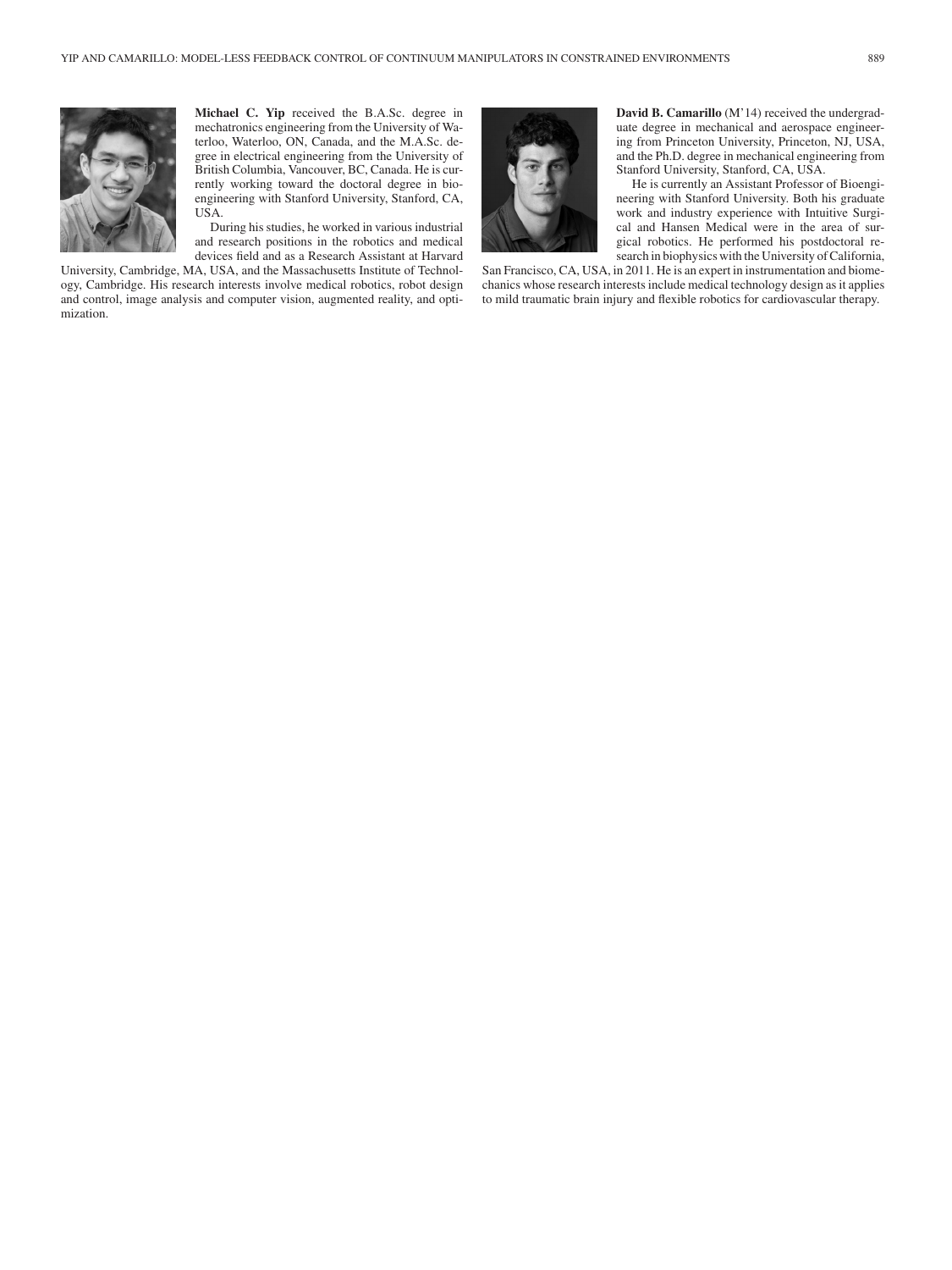**Michael C. Yip** received the B.A.Sc. degree in mechatronics engineering from the University of Waterloo, Waterloo, ON, Canada, and the M.A.Sc. degree in electrical engineering from the University of British Columbia, Vancouver, BC, Canada. He is currently working toward the doctoral degree in bioengineering with Stanford University, Stanford, CA, USA.

During his studies, he worked in various industrial and research positions in the robotics and medical devices field and as a Research Assistant at Harvard University, Cambridge, MA, USA, and the Massachusetts Institute of Technology, Cambridge. His research interests involve medical robotics, robot design and control, image analysis and computer vision, augmented reality, and optimization.

**David B. Camarillo** (M'14) received the undergraduate degree in mechanical and aerospace engineering from Princeton University, Princeton, NJ, USA, and the Ph.D. degree in mechanical engineering from Stanford University, Stanford, CA, USA.

He is currently an Assistant Professor of Bioengineering with Stanford University. Both his graduate work and industry experience with Intuitive Surgical and Hansen Medical were in the area of surgical robotics. He performed his postdoctoral research in biophysics with the University of California, San Francisco, CA, USA, in 2011. He is an expert in instrumentation and biomechanics whose research interests include medical technology design as it applies to mild traumatic brain injury and flexible robotics for cardiovascular therapy.